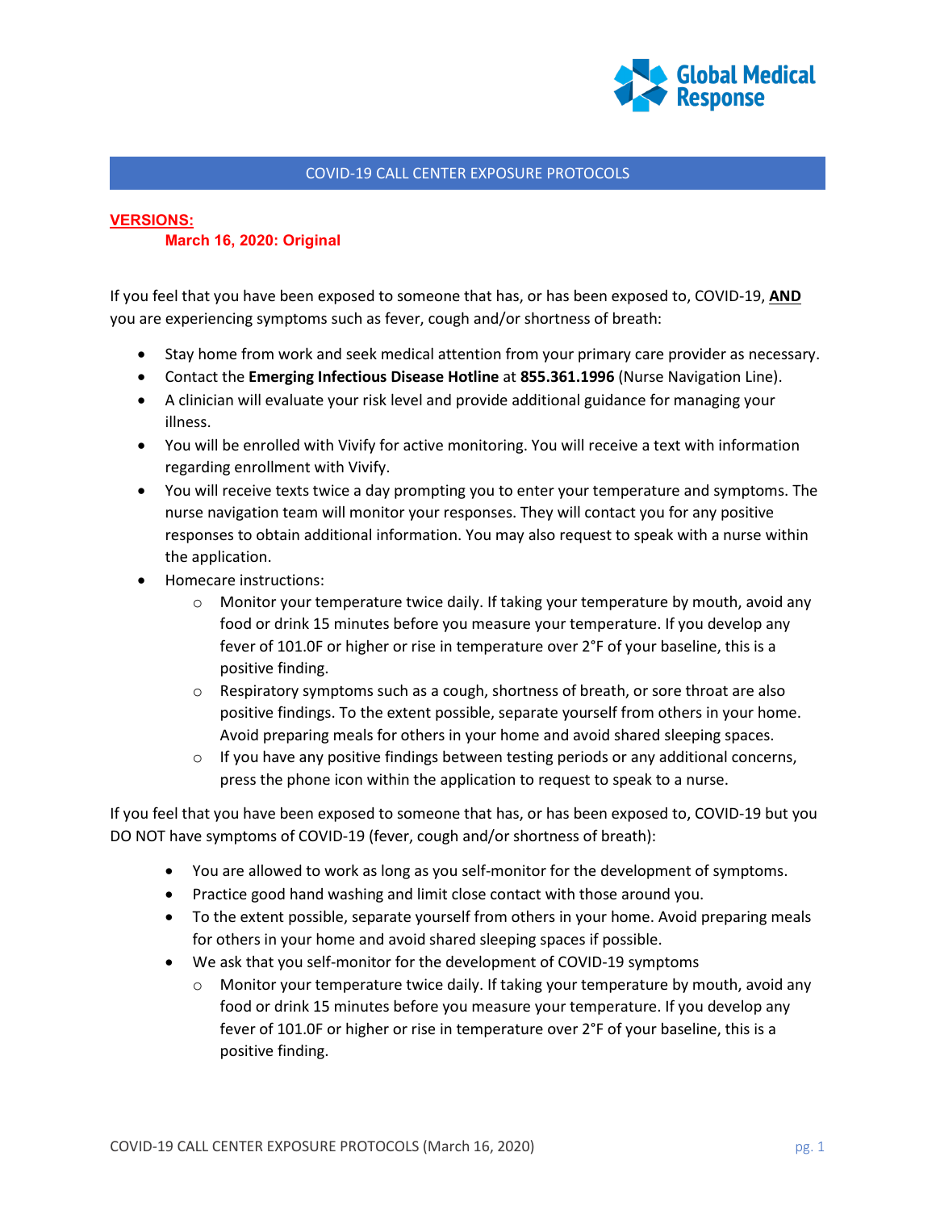Global Medical Response

# COVID-19 CALL CENTER EXPOSURE PROTOCOLS

**VERSIONS:**

**March 16, 2020: Original**

If you feel that you have been exposed to someone that has, or has been exposed to, COVID-19, **AND** you are experiencing symptoms such as fever, cough and/or shortness of breath:

- Stay home from work and seek medical attention from your primary care provider as necessary.
- Contact the **Emerging Infectious Disease Hotline** at **855.361.1996** (Nurse Navigation Line).
- A clinician will evaluate your risk level and provide additional guidance for managing your illness.
- You will be enrolled with Vivify for active monitoring. You will receive a text with information regarding enrollment with Vivify.
- You will receive texts twice a day prompting you to enter your temperature and symptoms. The nurse navigation team will monitor your responses. They will contact you for any positive responses to obtain additional information. You may also request to speak with a nurse within the application.
- Homecare instructions:
  - Monitor your temperature twice daily. If taking your temperature by mouth, avoid any food or drink 15 minutes before you measure your temperature. If you develop any fever of 101.0F or higher or rise in temperature over 2°F of your baseline, this is a positive finding.
  - Respiratory symptoms such as a cough, shortness of breath, or sore throat are also positive findings. To the extent possible, separate yourself from others in your home. Avoid preparing meals for others in your home and avoid shared sleeping spaces.
  - If you have any positive findings between testing periods or any additional concerns, press the phone icon within the application to request to speak to a nurse.

If you feel that you have been exposed to someone that has, or has been exposed to, COVID-19 but you DO NOT have symptoms of COVID-19 (fever, cough and/or shortness of breath):

- You are allowed to work as long as you self-monitor for the development of symptoms.
- Practice good hand washing and limit close contact with those around you.
- To the extent possible, separate yourself from others in your home. Avoid preparing meals for others in your home and avoid shared sleeping spaces if possible.
- We ask that you self-monitor for the development of COVID-19 symptoms
  - Monitor your temperature twice daily. If taking your temperature by mouth, avoid any food or drink 15 minutes before you measure your temperature. If you develop any fever of 101.0F or higher or rise in temperature over 2°F of your baseline, this is a positive finding.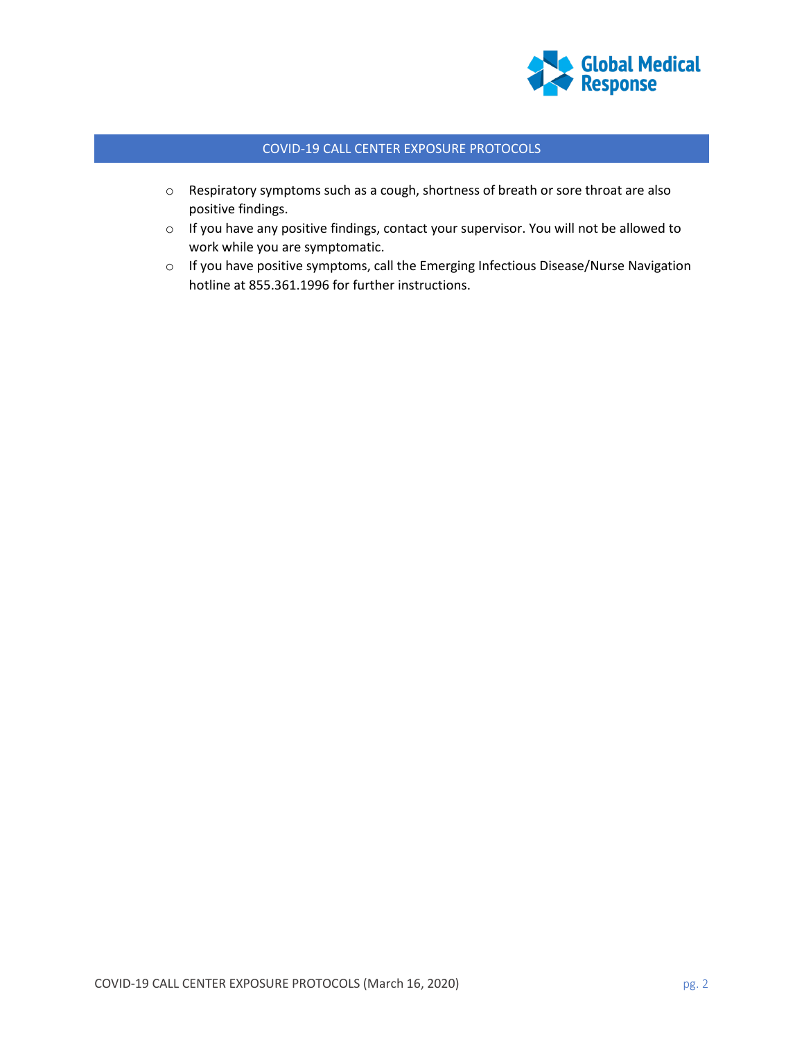- Respiratory symptoms such as a cough, shortness of breath or sore throat are also positive findings.
- If you have any positive findings, contact your supervisor. You will not be allowed to work while you are symptomatic.
- If you have positive symptoms, call the Emerging Infectious Disease/Nurse Navigation hotline at 855.361.1996 for further instructions.